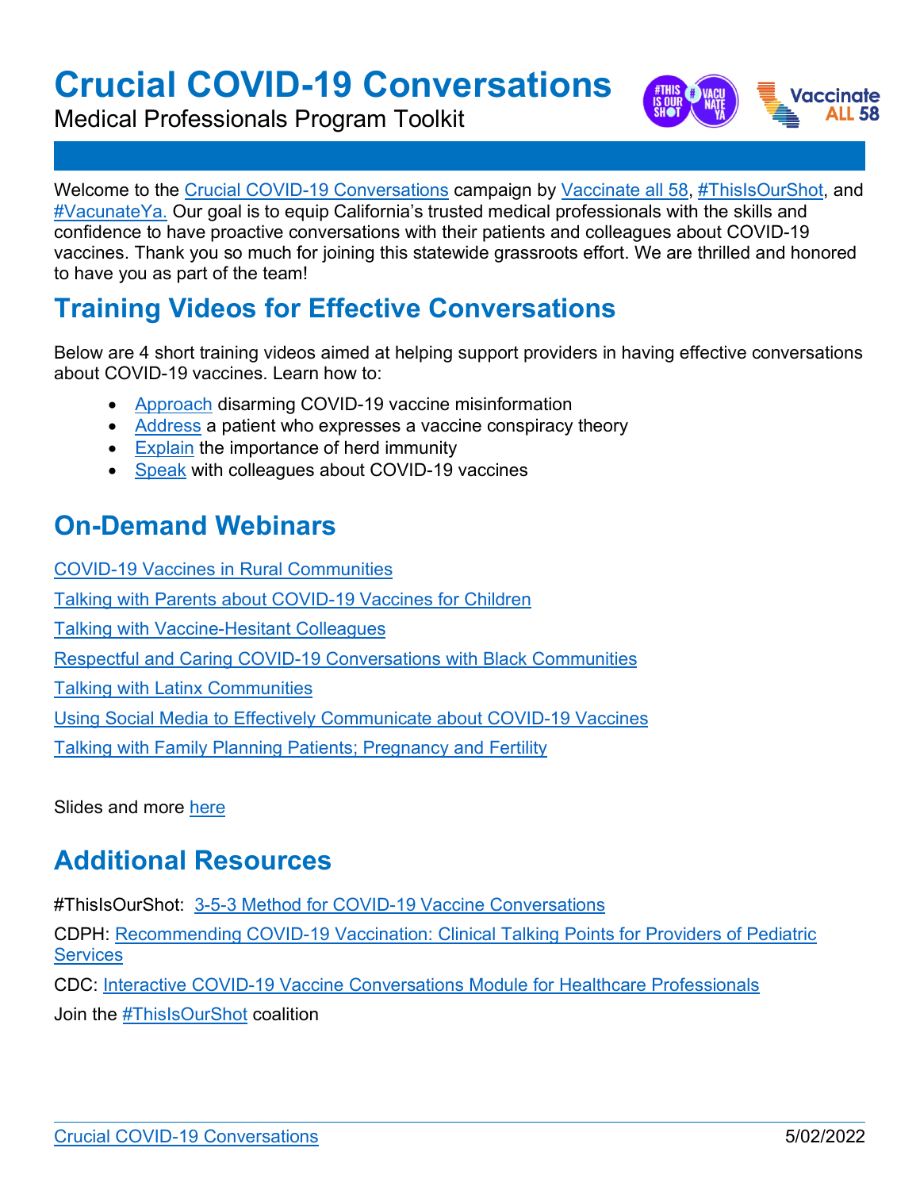# Crucial COVID-19 Conversations

Medical Professionals Program Toolkit

Welcome to the Crucial COVID-19 Conversations campaign by Vaccinate all 58, #ThisIsOurShot, and #VacunateYa. Our goal is to equip California's trusted medical professionals with the skills and confidence to have proactive conversations with their patients and colleagues about COVID-19 vaccines. Thank you so much for joining this statewide grassroots effort. We are thrilled and honored to have you as part of the team!

## Training Videos for Effective Conversations

Below are 4 short training videos aimed at helping support providers in having effective conversations about COVID-19 vaccines. Learn how to:

- Approach disarming COVID-19 vaccine misinformation
- Address a patient who expresses a vaccine conspiracy theory
- Explain the importance of herd immunity
- Speak with colleagues about COVID-19 vaccines

## On-Demand Webinars

COVID-19 Vaccines in Rural Communities

Talking with Parents about COVID-19 Vaccines for Children

Talking with Vaccine-Hesitant Colleagues

Respectful and Caring COVID-19 Conversations with Black Communities

Talking with Latinx Communities

Using Social Media to Effectively Communicate about COVID-19 Vaccines

Talking with Family Planning Patients; Pregnancy and Fertility

Slides and more here

## Additional Resources

#ThisIsOurShot: 3-5-3 Method for COVID-19 Vaccine Conversations

CDPH: Recommending COVID-19 Vaccination: Clinical Talking Points for Providers of Pediatric Services

CDC: Interactive COVID-19 Vaccine Conversations Module for Healthcare Professionals

Join the #ThisIsOurShot coalition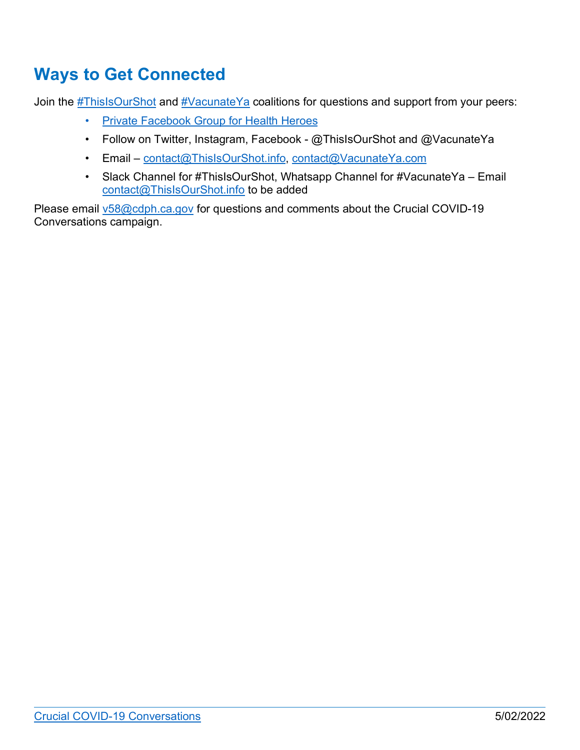## Ways to Get Connected

Join the #ThisIsOurShot and #VacunateYa coalitions for questions and support from your peers:

- Private Facebook Group for Health Heroes
- Follow on Twitter, Instagram, Facebook - @ThisIsOurShot and @VacunateYa
- Email – contact@ThisIsOurShot.info, contact@VacunateYa.com
- Slack Channel for #ThisIsOurShot, Whatsapp Channel for #VacunateYa – Email contact@ThisIsOurShot.info to be added

Please email v58@cdph.ca.gov for questions and comments about the Crucial COVID-19 Conversations campaign.